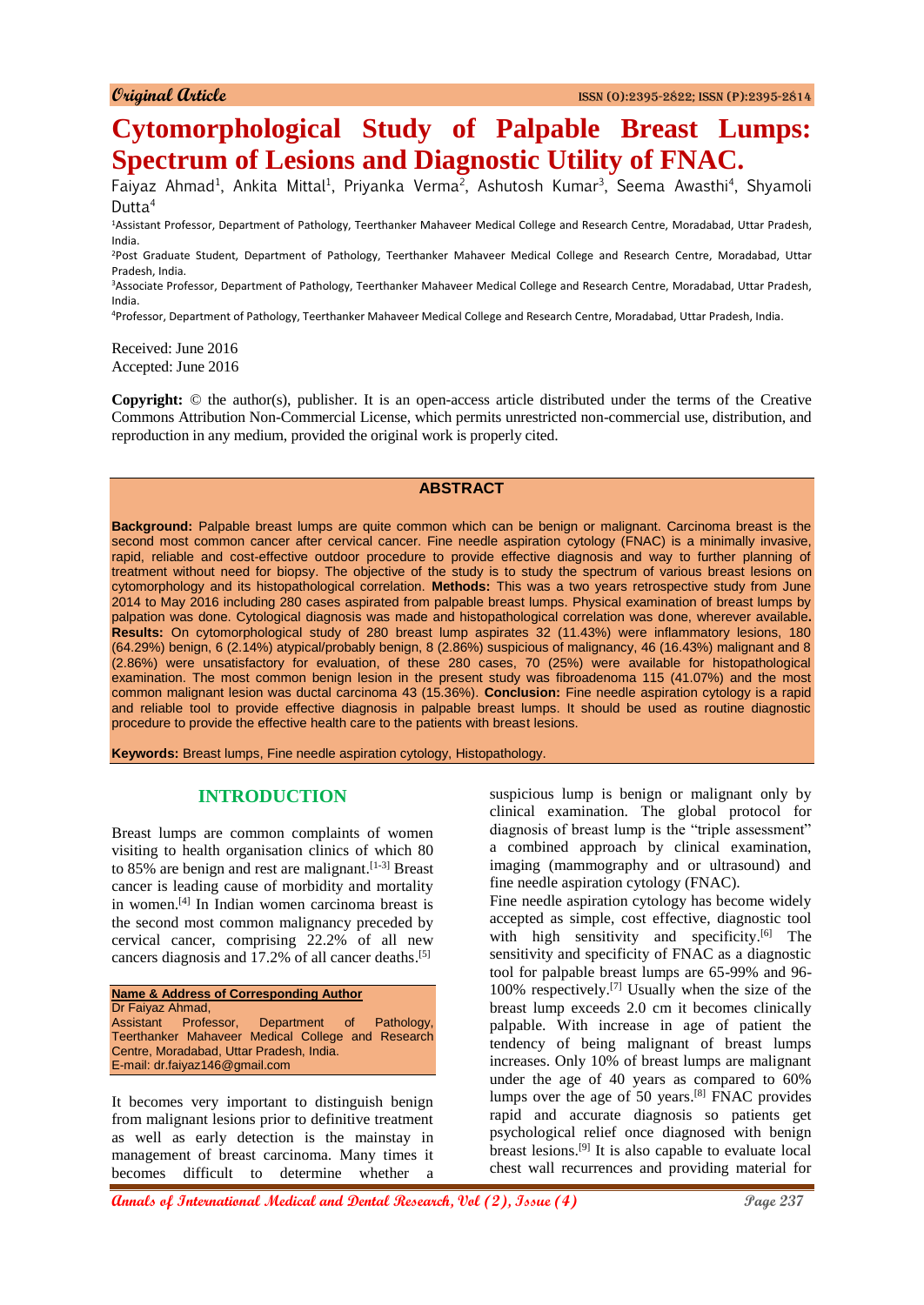Original Article

# Cytomorphological Study of Palpable Breast Lumps: Spectrum of Lesions and Diagnostic Utility of FNAC.

Faiyaz Ahmad[1], Ankita Mittal[1], Priyanka Verma[2], Ashutosh Kumar[3], Seema Awasthi[4], Shyamoli Dutta[4]

[1]Assistant Professor, Department of Pathology, Teerthanker Mahaveer Medical College and Research Centre, Moradabad, Uttar Pradesh, India.

[2]Post Graduate Student, Department of Pathology, Teerthanker Mahaveer Medical College and Research Centre, Moradabad, Uttar Pradesh, India.

[3]Associate Professor, Department of Pathology, Teerthanker Mahaveer Medical College and Research Centre, Moradabad, Uttar Pradesh, India.

[4]Professor, Department of Pathology, Teerthanker Mahaveer Medical College and Research Centre, Moradabad, Uttar Pradesh, India.

Received: June 2016
Accepted: June 2016

**Copyright:** © the author(s), publisher. It is an open-access article distributed under the terms of the Creative Commons Attribution Non-Commercial License, which permits unrestricted non-commercial use, distribution, and reproduction in any medium, provided the original work is properly cited.

## ABSTRACT

**Background:** Palpable breast lumps are quite common which can be benign or malignant. Carcinoma breast is the second most common cancer after cervical cancer. Fine needle aspiration cytology (FNAC) is a minimally invasive, rapid, reliable and cost-effective outdoor procedure to provide effective diagnosis and way to further planning of treatment without need for biopsy. The objective of the study is to study the spectrum of various breast lesions on cytomorphology and its histopathological correlation. **Methods:** This was a two years retrospective study from June 2014 to May 2016 including 280 cases aspirated from palpable breast lumps. Physical examination of breast lumps by palpation was done. Cytological diagnosis was made and histopathological correlation was done, wherever available. **Results:** On cytomorphological study of 280 breast lump aspirates 32 (11.43%) were inflammatory lesions, 180 (64.29%) benign, 6 (2.14%) atypical/probably benign, 8 (2.86%) suspicious of malignancy, 46 (16.43%) malignant and 8 (2.86%) were unsatisfactory for evaluation, of these 280 cases, 70 (25%) were available for histopathological examination. The most common benign lesion in the present study was fibroadenoma 115 (41.07%) and the most common malignant lesion was ductal carcinoma 43 (15.36%). **Conclusion:** Fine needle aspiration cytology is a rapid and reliable tool to provide effective diagnosis in palpable breast lumps. It should be used as routine diagnostic procedure to provide the effective health care to the patients with breast lesions.

**Keywords:** Breast lumps, Fine needle aspiration cytology, Histopathology.

## INTRODUCTION

Breast lumps are common complaints of women visiting to health organisation clinics of which 80 to 85% are benign and rest are malignant.[1-3] Breast cancer is leading cause of morbidity and mortality in women.[4] In Indian women carcinoma breast is the second most common malignancy preceded by cervical cancer, comprising 22.2% of all new cancers diagnosis and 17.2% of all cancer deaths.[5]

**Name & Address of Corresponding Author**
Dr Faiyaz Ahmad,
Assistant Professor, Department of Pathology, Teerthanker Mahaveer Medical College and Research Centre, Moradabad, Uttar Pradesh, India.
E-mail: dr.faiyaz146@gmail.com

It becomes very important to distinguish benign from malignant lesions prior to definitive treatment as well as early detection is the mainstay in management of breast carcinoma. Many times it becomes difficult to determine whether a suspicious lump is benign or malignant only by clinical examination. The global protocol for diagnosis of breast lump is the "triple assessment" a combined approach by clinical examination, imaging (mammography and or ultrasound) and fine needle aspiration cytology (FNAC).

Fine needle aspiration cytology has become widely accepted as simple, cost effective, diagnostic tool with high sensitivity and specificity.[6] The sensitivity and specificity of FNAC as a diagnostic tool for palpable breast lumps are 65-99% and 96-100% respectively.[7] Usually when the size of the breast lump exceeds 2.0 cm it becomes clinically palpable. With increase in age of patient the tendency of being malignant of breast lumps increases. Only 10% of breast lumps are malignant under the age of 40 years as compared to 60% lumps over the age of 50 years.[8] FNAC provides rapid and accurate diagnosis so patients get psychological relief once diagnosed with benign breast lesions.[9] It is also capable to evaluate local chest wall recurrences and providing material for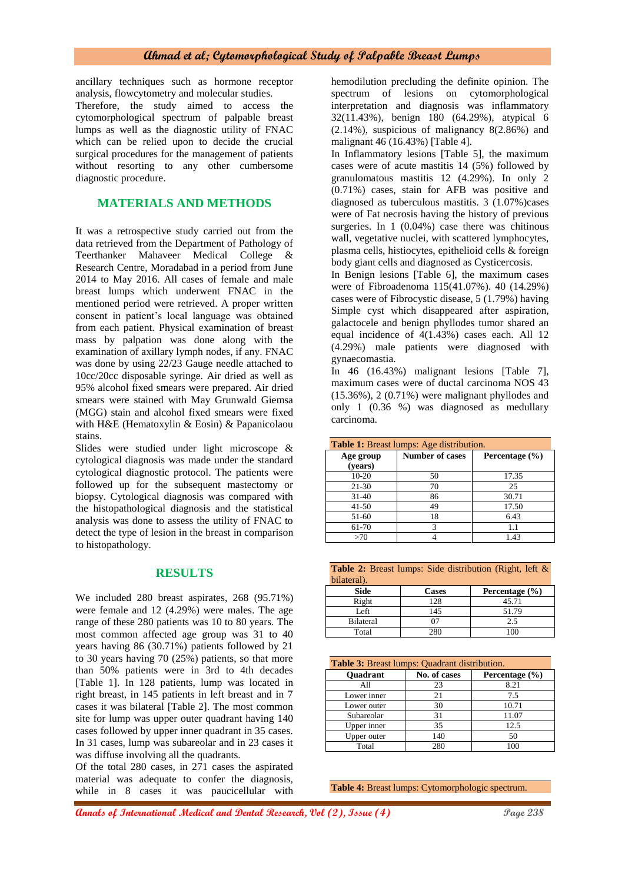ancillary techniques such as hormone receptor analysis, flowcytometry and molecular studies.

Therefore, the study aimed to access the cytomorphological spectrum of palpable breast lumps as well as the diagnostic utility of FNAC which can be relied upon to decide the crucial surgical procedures for the management of patients without resorting to any other cumbersome diagnostic procedure.

## MATERIALS AND METHODS

It was a retrospective study carried out from the data retrieved from the Department of Pathology of Teerthanker Mahaveer Medical College & Research Centre, Moradabad in a period from June 2014 to May 2016. All cases of female and male breast lumps which underwent FNAC in the mentioned period were retrieved. A proper written consent in patient's local language was obtained from each patient. Physical examination of breast mass by palpation was done along with the examination of axillary lymph nodes, if any. FNAC was done by using 22/23 Gauge needle attached to 10cc/20cc disposable syringe. Air dried as well as 95% alcohol fixed smears were prepared. Air dried smears were stained with May Grunwald Giemsa (MGG) stain and alcohol fixed smears were fixed with H&E (Hematoxylin & Eosin) & Papanicolaou stains.

Slides were studied under light microscope & cytological diagnosis was made under the standard cytological diagnostic protocol. The patients were followed up for the subsequent mastectomy or biopsy. Cytological diagnosis was compared with the histopathological diagnosis and the statistical analysis was done to assess the utility of FNAC to detect the type of lesion in the breast in comparison to histopathology.

## RESULTS

We included 280 breast aspirates, 268 (95.71%) were female and 12 (4.29%) were males. The age range of these 280 patients was 10 to 80 years. The most common affected age group was 31 to 40 years having 86 (30.71%) patients followed by 21 to 30 years having 70 (25%) patients, so that more than 50% patients were in 3rd to 4th decades [Table 1]. In 128 patients, lump was located in right breast, in 145 patients in left breast and in 7 cases it was bilateral [Table 2]. The most common site for lump was upper outer quadrant having 140 cases followed by upper inner quadrant in 35 cases. In 31 cases, lump was subareolar and in 23 cases it was diffuse involving all the quadrants.

Of the total 280 cases, in 271 cases the aspirated material was adequate to confer the diagnosis, while in 8 cases it was paucicellular with hemodilution precluding the definite opinion. The spectrum of lesions on cytomorphological interpretation and diagnosis was inflammatory 32(11.43%), benign 180 (64.29%), atypical 6 (2.14%), suspicious of malignancy 8(2.86%) and malignant 46 (16.43%) [Table 4].

In Inflammatory lesions [Table 5], the maximum cases were of acute mastitis 14 (5%) followed by granulomatous mastitis 12 (4.29%). In only 2 (0.71%) cases, stain for AFB was positive and diagnosed as tuberculous mastitis. 3 (1.07%)cases were of Fat necrosis having the history of previous surgeries. In 1 (0.04%) case there was chitinous wall, vegetative nuclei, with scattered lymphocytes, plasma cells, histiocytes, epithelioid cells & foreign body giant cells and diagnosed as Cysticercosis.

In Benign lesions [Table 6], the maximum cases were of Fibroadenoma 115(41.07%). 40 (14.29%) cases were of Fibrocystic disease, 5 (1.79%) having Simple cyst which disappeared after aspiration, galactocele and benign phyllodes tumor shared an equal incidence of 4(1.43%) cases each. All 12 (4.29%) male patients were diagnosed with gynaecomastia.

In 46 (16.43%) malignant lesions [Table 7], maximum cases were of ductal carcinoma NOS 43 (15.36%), 2 (0.71%) were malignant phyllodes and only 1 (0.36 %) was diagnosed as medullary carcinoma.

**Table 1:** Breast lumps: Age distribution.

| Age group (years) | Number of cases | Percentage (%) |
|---|---|---|
| 10-20 | 50 | 17.35 |
| 21-30 | 70 | 25 |
| 31-40 | 86 | 30.71 |
| 41-50 | 49 | 17.50 |
| 51-60 | 18 | 6.43 |
| 61-70 | 3 | 1.1 |
| >70 | 4 | 1.43 |

**Table 2:** Breast lumps: Side distribution (Right, left & bilateral).

| Side | Cases | Percentage (%) |
|---|---|---|
| Right | 128 | 45.71 |
| Left | 145 | 51.79 |
| Bilateral | 07 | 2.5 |
| Total | 280 | 100 |

**Table 3:** Breast lumps: Quadrant distribution.

| Quadrant | No. of cases | Percentage (%) |
|---|---|---|
| All | 23 | 8.21 |
| Lower inner | 21 | 7.5 |
| Lower outer | 30 | 10.71 |
| Subareolar | 31 | 11.07 |
| Upper inner | 35 | 12.5 |
| Upper outer | 140 | 50 |
| Total | 280 | 100 |

**Table 4:** Breast lumps: Cytomorphologic spectrum.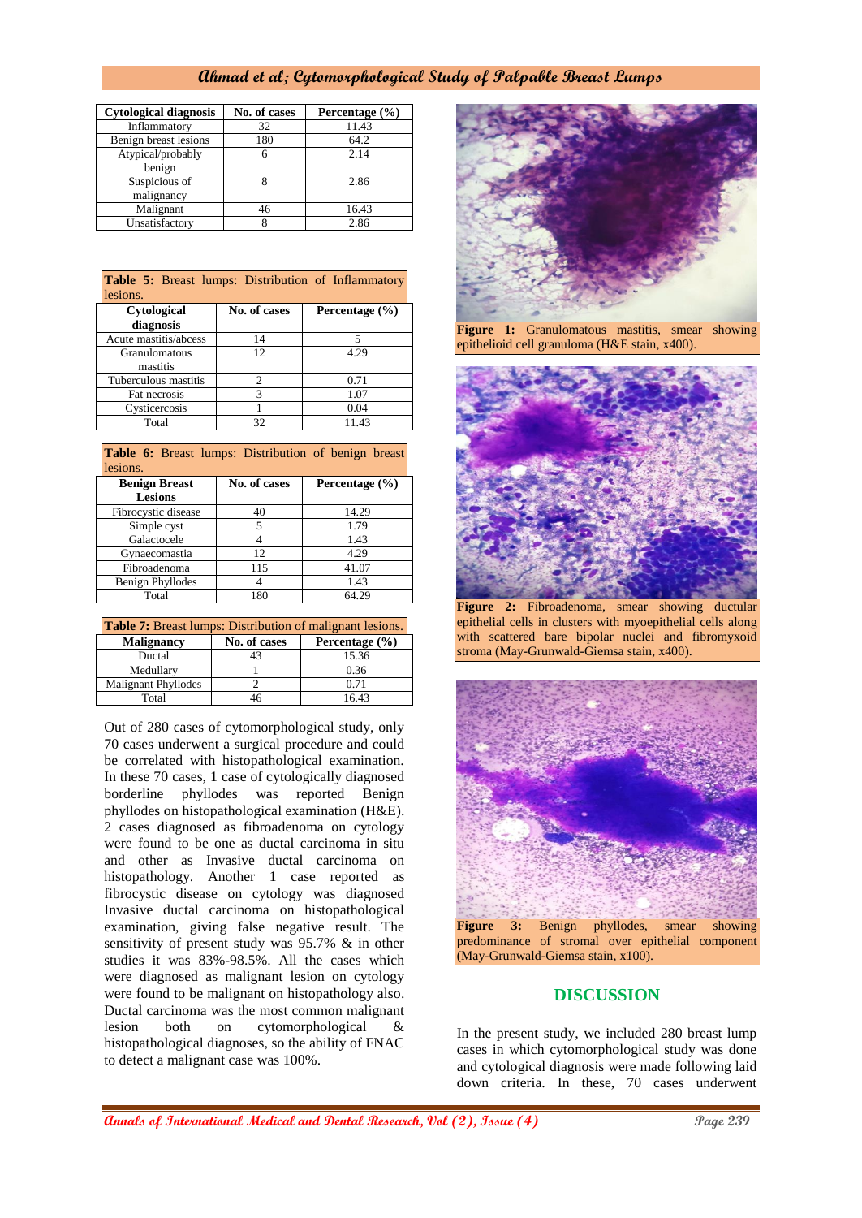| Cytological diagnosis | No. of cases | Percentage (%) |
|---|---|---|
| Inflammatory | 32 | 11.43 |
| Benign breast lesions | 180 | 64.2 |
| Atypical/probably benign | 6 | 2.14 |
| Suspicious of malignancy | 8 | 2.86 |
| Malignant | 46 | 16.43 |
| Unsatisfactory | 8 | 2.86 |

**Table 5:** Breast lumps: Distribution of Inflammatory lesions.

| Cytological diagnosis | No. of cases | Percentage (%) |
|---|---|---|
| Acute mastitis/abcess | 14 | 5 |
| Granulomatous mastitis | 12 | 4.29 |
| Tuberculous mastitis | 2 | 0.71 |
| Fat necrosis | 3 | 1.07 |
| Cysticercosis | 1 | 0.04 |
| Total | 32 | 11.43 |

**Table 6:** Breast lumps: Distribution of benign breast lesions.

| Benign Breast Lesions | No. of cases | Percentage (%) |
|---|---|---|
| Fibrocystic disease | 40 | 14.29 |
| Simple cyst | 5 | 1.79 |
| Galactocele | 4 | 1.43 |
| Gynaecomastia | 12 | 4.29 |
| Fibroadenoma | 115 | 41.07 |
| Benign Phyllodes | 4 | 1.43 |
| Total | 180 | 64.29 |

**Table 7:** Breast lumps: Distribution of malignant lesions.

| Malignancy | No. of cases | Percentage (%) |
|---|---|---|
| Ductal | 43 | 15.36 |
| Medullary | 1 | 0.36 |
| Malignant Phyllodes | 2 | 0.71 |
| Total | 46 | 16.43 |

Out of 280 cases of cytomorphological study, only 70 cases underwent a surgical procedure and could be correlated with histopathological examination. In these 70 cases, 1 case of cytologically diagnosed borderline phyllodes was reported Benign phyllodes on histopathological examination (H&E). 2 cases diagnosed as fibroadenoma on cytology were found to be one as ductal carcinoma in situ and other as Invasive ductal carcinoma on histopathology. Another 1 case reported as fibrocystic disease on cytology was diagnosed Invasive ductal carcinoma on histopathological examination, giving false negative result. The sensitivity of present study was 95.7% & in other studies it was 83%-98.5%. All the cases which were diagnosed as malignant lesion on cytology were found to be malignant on histopathology also. Ductal carcinoma was the most common malignant lesion both on cytomorphological & histopathological diagnoses, so the ability of FNAC to detect a malignant case was 100%.

**Figure 1:** Granulomatous mastitis, smear showing epithelioid cell granuloma (H&E stain, x400).

**Figure 2:** Fibroadenoma, smear showing ductular epithelial cells in clusters with myoepithelial cells along with scattered bare bipolar nuclei and fibromyxoid stroma (May-Grunwald-Giemsa stain, x400).

**Figure 3:** Benign phyllodes, smear showing predominance of stromal over epithelial component (May-Grunwald-Giemsa stain, x100).

## DISCUSSION

In the present study, we included 280 breast lump cases in which cytomorphological study was done and cytological diagnosis were made following laid down criteria. In these, 70 cases underwent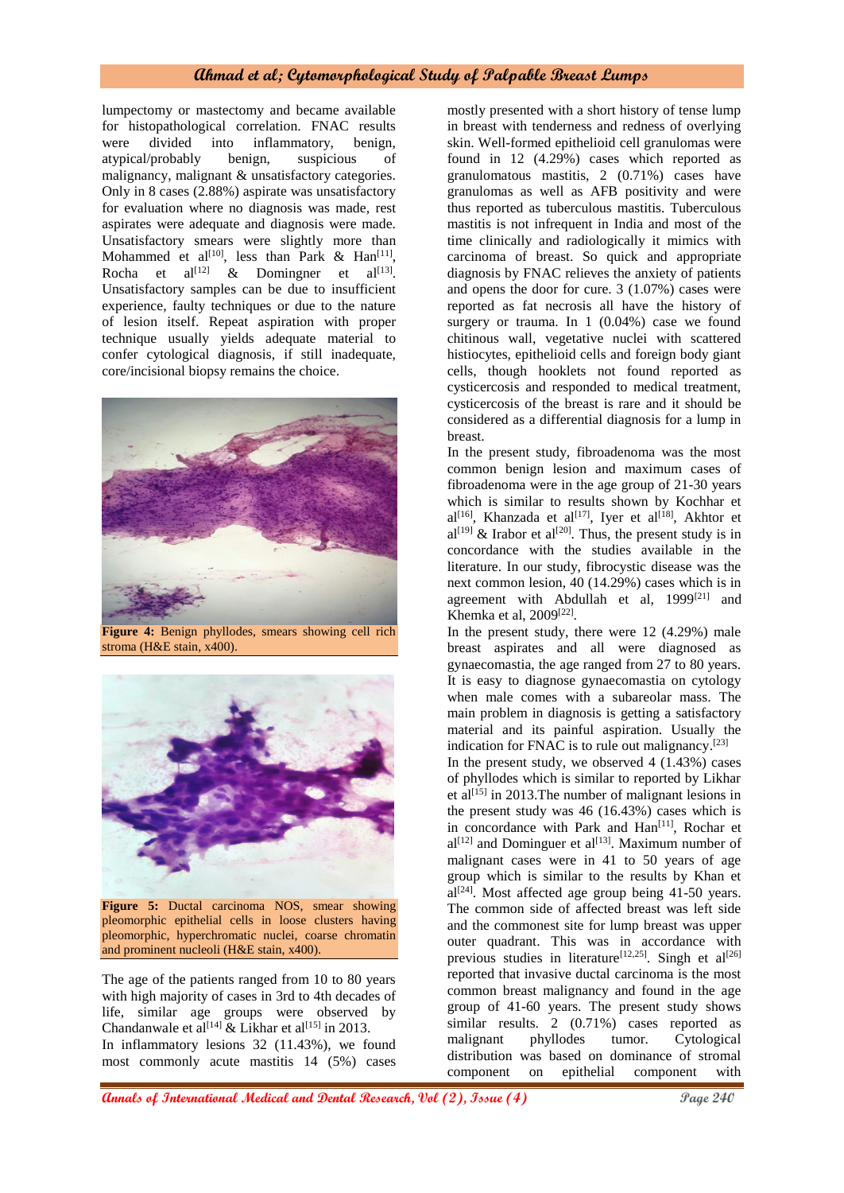lumpectomy or mastectomy and became available for histopathological correlation. FNAC results were divided into inflammatory, benign, atypical/probably benign, suspicious of malignancy, malignant & unsatisfactory categories. Only in 8 cases (2.88%) aspirate was unsatisfactory for evaluation where no diagnosis was made, rest aspirates were adequate and diagnosis were made. Unsatisfactory smears were slightly more than Mohammed et al[10], less than Park & Han[11], Rocha et al[12] & Domingner et al[13]. Unsatisfactory samples can be due to insufficient experience, faulty techniques or due to the nature of lesion itself. Repeat aspiration with proper technique usually yields adequate material to confer cytological diagnosis, if still inadequate, core/incisional biopsy remains the choice.

**Figure 4:** Benign phyllodes, smears showing cell rich stroma (H&E stain, x400).

**Figure 5:** Ductal carcinoma NOS, smear showing pleomorphic epithelial cells in loose clusters having pleomorphic, hyperchromatic nuclei, coarse chromatin and prominent nucleoli (H&E stain, x400).

The age of the patients ranged from 10 to 80 years with high majority of cases in 3rd to 4th decades of life, similar age groups were observed by Chandanwale et al[14] & Likhar et al[15] in 2013.

In inflammatory lesions 32 (11.43%), we found most commonly acute mastitis 14 (5%) cases mostly presented with a short history of tense lump in breast with tenderness and redness of overlying skin. Well-formed epithelioid cell granulomas were found in 12 (4.29%) cases which reported as granulomatous mastitis, 2 (0.71%) cases have granulomas as well as AFB positivity and were thus reported as tuberculous mastitis. Tuberculous mastitis is not infrequent in India and most of the time clinically and radiologically it mimics with carcinoma of breast. So quick and appropriate diagnosis by FNAC relieves the anxiety of patients and opens the door for cure. 3 (1.07%) cases were reported as fat necrosis all have the history of surgery or trauma. In 1 (0.04%) case we found chitinous wall, vegetative nuclei with scattered histiocytes, epithelioid cells and foreign body giant cells, though hooklets not found reported as cysticercosis and responded to medical treatment, cysticercosis of the breast is rare and it should be considered as a differential diagnosis for a lump in breast.

In the present study, fibroadenoma was the most common benign lesion and maximum cases of fibroadenoma were in the age group of 21-30 years which is similar to results shown by Kochhar et al[16], Khanzada et al[17], Iyer et al[18], Akhtor et al[19] & Irabor et al[20]. Thus, the present study is in concordance with the studies available in the literature. In our study, fibrocystic disease was the next common lesion, 40 (14.29%) cases which is in agreement with Abdullah et al, 1999[21] and Khemka et al, 2009[22].

In the present study, there were 12 (4.29%) male breast aspirates and all were diagnosed as gynaecomastia, the age ranged from 27 to 80 years. It is easy to diagnose gynaecomastia on cytology when male comes with a subareolar mass. The main problem in diagnosis is getting a satisfactory material and its painful aspiration. Usually the indication for FNAC is to rule out malignancy.[23]

In the present study, we observed 4 (1.43%) cases of phyllodes which is similar to reported by Likhar et al[15] in 2013.The number of malignant lesions in the present study was 46 (16.43%) cases which is in concordance with Park and Han[11], Rochar et al[12] and Dominguer et al[13]. Maximum number of malignant cases were in 41 to 50 years of age group which is similar to the results by Khan et al[24]. Most affected age group being 41-50 years. The common side of affected breast was left side and the commonest site for lump breast was upper outer quadrant. This was in accordance with previous studies in literature[12,25]. Singh et al[26] reported that invasive ductal carcinoma is the most common breast malignancy and found in the age group of 41-60 years. The present study shows similar results. 2 (0.71%) cases reported as malignant phyllodes tumor. Cytological distribution was based on dominance of stromal component on epithelial component with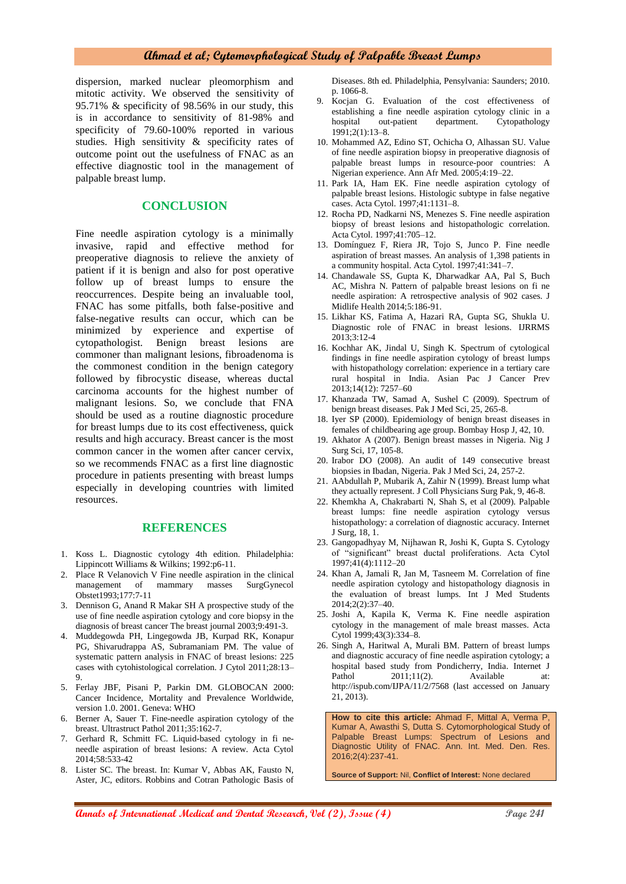dispersion, marked nuclear pleomorphism and mitotic activity. We observed the sensitivity of 95.71% & specificity of 98.56% in our study, this is in accordance to sensitivity of 81-98% and specificity of 79.60-100% reported in various studies. High sensitivity & specificity rates of outcome point out the usefulness of FNAC as an effective diagnostic tool in the management of palpable breast lump.

## CONCLUSION

Fine needle aspiration cytology is a minimally invasive, rapid and effective method for preoperative diagnosis to relieve the anxiety of patient if it is benign and also for post operative follow up of breast lumps to ensure the reoccurrences. Despite being an invaluable tool, FNAC has some pitfalls, both false-positive and false-negative results can occur, which can be minimized by experience and expertise of cytopathologist. Benign breast lesions are commoner than malignant lesions, fibroadenoma is the commonest condition in the benign category followed by fibrocystic disease, whereas ductal carcinoma accounts for the highest number of malignant lesions. So, we conclude that FNA should be used as a routine diagnostic procedure for breast lumps due to its cost effectiveness, quick results and high accuracy. Breast cancer is the most common cancer in the women after cancer cervix, so we recommends FNAC as a first line diagnostic procedure in patients presenting with breast lumps especially in developing countries with limited resources.

## REFERENCES

1. Koss L. Diagnostic cytology 4th edition. Philadelphia: Lippincott Williams & Wilkins; 1992:p6-11.
2. Place R Velanovich V Fine needle aspiration in the clinical management of mammary masses SurgGynecol Obstet1993;177:7-11
3. Dennison G, Anand R Makar SH A prospective study of the use of fine needle aspiration cytology and core biopsy in the diagnosis of breast cancer The breast journal 2003;9:491-3.
4. Muddegowda PH, Lingegowda JB, Kurpad RK, Konapur PG, Shivarudrappa AS, Subramaniam PM. The value of systematic pattern analysis in FNAC of breast lesions: 225 cases with cytohistological correlation. J Cytol 2011;28:13–9.
5. Ferlay JBF, Pisani P, Parkin DM. GLOBOCAN 2000: Cancer Incidence, Mortality and Prevalence Worldwide, version 1.0. 2001. Geneva: WHO
6. Berner A, Sauer T. Fine-needle aspiration cytology of the breast. Ultrastruct Pathol 2011;35:162-7.
7. Gerhard R, Schmitt FC. Liquid-based cytology in fi ne-needle aspiration of breast lesions: A review. Acta Cytol 2014;58:533-42
8. Lister SC. The breast. In: Kumar V, Abbas AK, Fausto N, Aster, JC, editors. Robbins and Cotran Pathologic Basis of Diseases. 8th ed. Philadelphia, Pensylvania: Saunders; 2010. p. 1066-8.
9. Kocjan G. Evaluation of the cost effectiveness of establishing a fine needle aspiration cytology clinic in a hospital out-patient department. Cytopathology 1991;2(1):13–8.
10. Mohammed AZ, Edino ST, Ochicha O, Alhassan SU. Value of fine needle aspiration biopsy in preoperative diagnosis of palpable breast lumps in resource-poor countries: A Nigerian experience. Ann Afr Med. 2005;4:19–22.
11. Park IA, Ham EK. Fine needle aspiration cytology of palpable breast lesions. Histologic subtype in false negative cases. Acta Cytol. 1997;41:1131–8.
12. Rocha PD, Nadkarni NS, Menezes S. Fine needle aspiration biopsy of breast lesions and histopathologic correlation. Acta Cytol. 1997;41:705–12.
13. Domínguez F, Riera JR, Tojo S, Junco P. Fine needle aspiration of breast masses. An analysis of 1,398 patients in a community hospital. Acta Cytol. 1997;41:341–7.
14. Chandawale SS, Gupta K, Dharwadkar AA, Pal S, Buch AC, Mishra N. Pattern of palpable breast lesions on fi ne needle aspiration: A retrospective analysis of 902 cases. J Midlife Health 2014;5:186-91.
15. Likhar KS, Fatima A, Hazari RA, Gupta SG, Shukla U. Diagnostic role of FNAC in breast lesions. IJRRMS 2013;3:12-4
16. Kochhar AK, Jindal U, Singh K. Spectrum of cytological findings in fine needle aspiration cytology of breast lumps with histopathology correlation: experience in a tertiary care rural hospital in India. Asian Pac J Cancer Prev 2013;14(12): 7257–60
17. Khanzada TW, Samad A, Sushel C (2009). Spectrum of benign breast diseases. Pak J Med Sci, 25, 265-8.
18. Iyer SP (2000). Epidemiology of benign breast diseases in females of childbearing age group. Bombay Hosp J, 42, 10.
19. Akhator A (2007). Benign breast masses in Nigeria. Nig J Surg Sci, 17, 105-8.
20. Irabor DO (2008). An audit of 149 consecutive breast biopsies in Ibadan, Nigeria. Pak J Med Sci, 24, 257-2.
21. AAbdullah P, Mubarik A, Zahir N (1999). Breast lump what they actually represent. J Coll Physicians Surg Pak, 9, 46-8.
22. Khemkha A, Chakrabarti N, Shah S, et al (2009). Palpable breast lumps: fine needle aspiration cytology versus histopathology: a correlation of diagnostic accuracy. Internet J Surg, 18, 1.
23. Gangopadhyay M, Nijhawan R, Joshi K, Gupta S. Cytology of "significant" breast ductal proliferations. Acta Cytol 1997;41(4):1112–20
24. Khan A, Jamali R, Jan M, Tasneem M. Correlation of fine needle aspiration cytology and histopathology diagnosis in the evaluation of breast lumps. Int J Med Students 2014;2(2):37–40.
25. Joshi A, Kapila K, Verma K. Fine needle aspiration cytology in the management of male breast masses. Acta Cytol 1999;43(3):334–8.
26. Singh A, Haritwal A, Murali BM. Pattern of breast lumps and diagnostic accuracy of fine needle aspiration cytology; a hospital based study from Pondicherry, India. Internet J Pathol 2011;11(2). Available at: http://ispub.com/IJPA/11/2/7568 (last accessed on January 21, 2013).

**How to cite this article:** Ahmad F, Mittal A, Verma P, Kumar A, Awasthi S, Dutta S. Cytomorphological Study of Palpable Breast Lumps: Spectrum of Lesions and Diagnostic Utility of FNAC. Ann. Int. Med. Den. Res. 2016;2(4):237-41.

**Source of Support:** Nil, **Conflict of Interest:** None declared